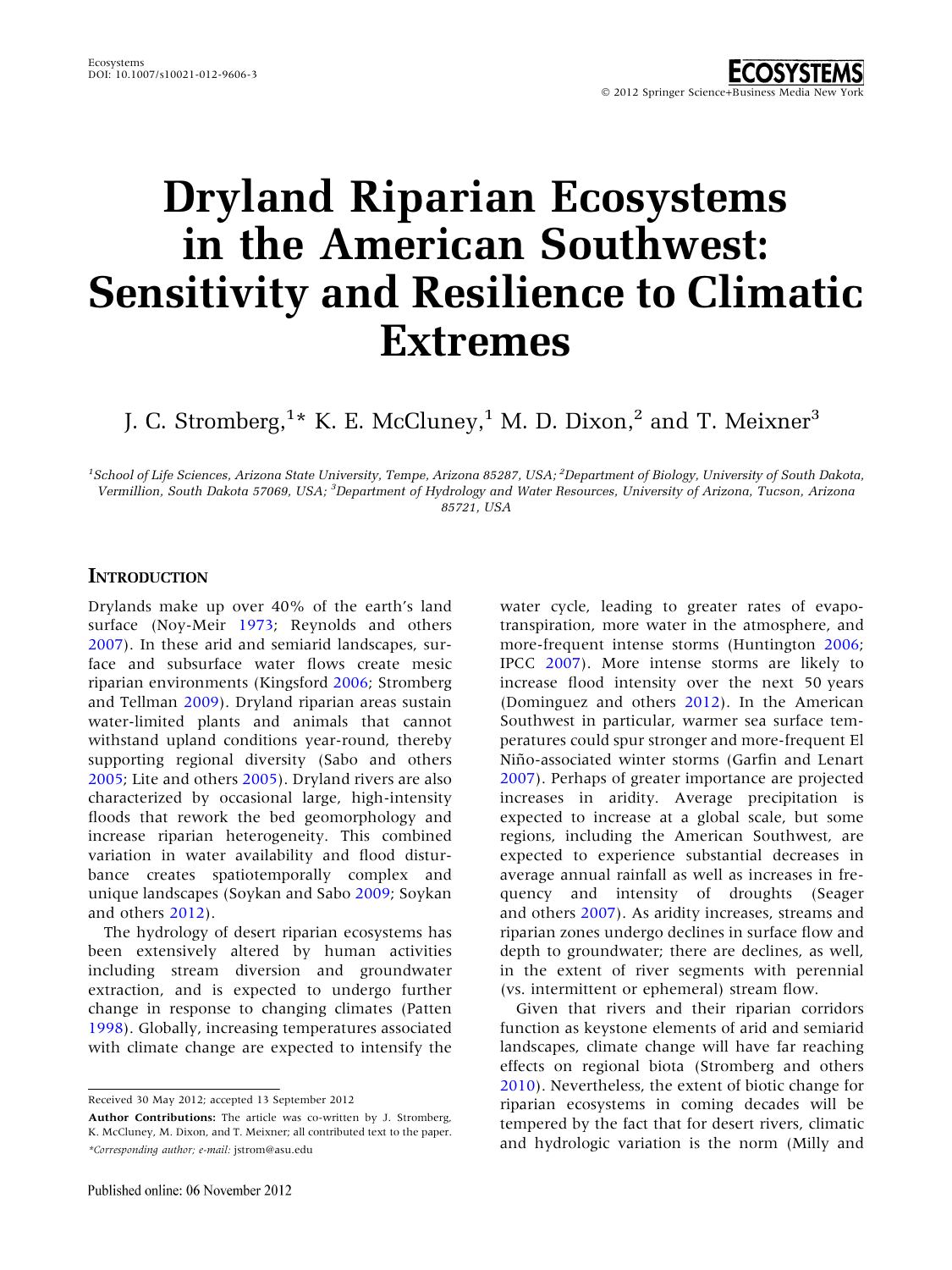# Dryland Riparian Ecosystems in the American Southwest: Sensitivity and Resilience to Climatic Extremes

J. C. Stromberg,[1]* K. E. McCluney,[1] M. D. Dixon,[2] and T. Meixner[3]

[1]School of Life Sciences, Arizona State University, Tempe, Arizona 85287, USA; [2]Department of Biology, University of South Dakota, Vermillion, South Dakota 57069, USA; [3]Department of Hydrology and Water Resources, University of Arizona, Tucson, Arizona 85721, USA

## Introduction

Drylands make up over 40% of the earth's land surface (Noy-Meir 1973; Reynolds and others 2007). In these arid and semiarid landscapes, surface and subsurface water flows create mesic riparian environments (Kingsford 2006; Stromberg and Tellman 2009). Dryland riparian areas sustain water-limited plants and animals that cannot withstand upland conditions year-round, thereby supporting regional diversity (Sabo and others 2005; Lite and others 2005). Dryland rivers are also characterized by occasional large, high-intensity floods that rework the bed geomorphology and increase riparian heterogeneity. This combined variation in water availability and flood disturbance creates spatiotemporally complex and unique landscapes (Soykan and Sabo 2009; Soykan and others 2012).

The hydrology of desert riparian ecosystems has been extensively altered by human activities including stream diversion and groundwater extraction, and is expected to undergo further change in response to changing climates (Patten 1998). Globally, increasing temperatures associated with climate change are expected to intensify the water cycle, leading to greater rates of evapotranspiration, more water in the atmosphere, and more-frequent intense storms (Huntington 2006; IPCC 2007). More intense storms are likely to increase flood intensity over the next 50 years (Dominguez and others 2012). In the American Southwest in particular, warmer sea surface temperatures could spur stronger and more-frequent El Niño-associated winter storms (Garfin and Lenart 2007). Perhaps of greater importance are projected increases in aridity. Average precipitation is expected to increase at a global scale, but some regions, including the American Southwest, are expected to experience substantial decreases in average annual rainfall as well as increases in frequency and intensity of droughts (Seager and others 2007). As aridity increases, streams and riparian zones undergo declines in surface flow and depth to groundwater; there are declines, as well, in the extent of river segments with perennial (vs. intermittent or ephemeral) stream flow.

Given that rivers and their riparian corridors function as keystone elements of arid and semiarid landscapes, climate change will have far reaching effects on regional biota (Stromberg and others 2010). Nevertheless, the extent of biotic change for riparian ecosystems in coming decades will be tempered by the fact that for desert rivers, climatic and hydrologic variation is the norm (Milly and

Received 30 May 2012; accepted 13 September 2012

**Author Contributions:** The article was co-written by J. Stromberg, K. McCluney, M. Dixon, and T. Meixner; all contributed text to the paper.

*Corresponding author; e-mail: jstrom@asu.edu

Published online: 06 November 2012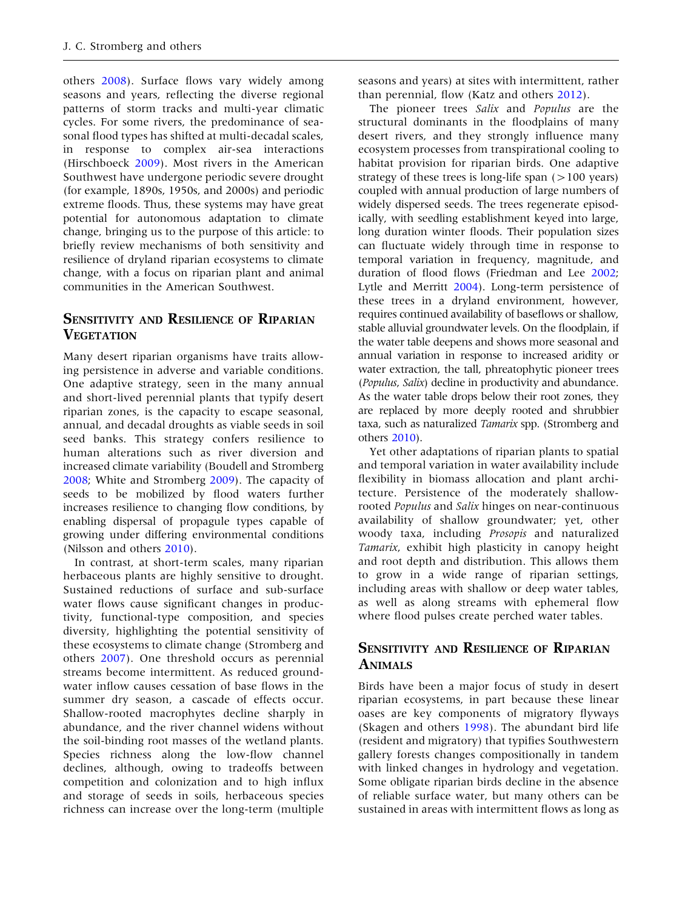others 2008). Surface flows vary widely among seasons and years, reflecting the diverse regional patterns of storm tracks and multi-year climatic cycles. For some rivers, the predominance of seasonal flood types has shifted at multi-decadal scales, in response to complex air-sea interactions (Hirschboeck 2009). Most rivers in the American Southwest have undergone periodic severe drought (for example, 1890s, 1950s, and 2000s) and periodic extreme floods. Thus, these systems may have great potential for autonomous adaptation to climate change, bringing us to the purpose of this article: to briefly review mechanisms of both sensitivity and resilience of dryland riparian ecosystems to climate change, with a focus on riparian plant and animal communities in the American Southwest.

## Sensitivity and Resilience of Riparian Vegetation

Many desert riparian organisms have traits allowing persistence in adverse and variable conditions. One adaptive strategy, seen in the many annual and short-lived perennial plants that typify desert riparian zones, is the capacity to escape seasonal, annual, and decadal droughts as viable seeds in soil seed banks. This strategy confers resilience to human alterations such as river diversion and increased climate variability (Boudell and Stromberg 2008; White and Stromberg 2009). The capacity of seeds to be mobilized by flood waters further increases resilience to changing flow conditions, by enabling dispersal of propagule types capable of growing under differing environmental conditions (Nilsson and others 2010).

In contrast, at short-term scales, many riparian herbaceous plants are highly sensitive to drought. Sustained reductions of surface and sub-surface water flows cause significant changes in productivity, functional-type composition, and species diversity, highlighting the potential sensitivity of these ecosystems to climate change (Stromberg and others 2007). One threshold occurs as perennial streams become intermittent. As reduced groundwater inflow causes cessation of base flows in the summer dry season, a cascade of effects occur. Shallow-rooted macrophytes decline sharply in abundance, and the river channel widens without the soil-binding root masses of the wetland plants. Species richness along the low-flow channel declines, although, owing to tradeoffs between competition and colonization and to high influx and storage of seeds in soils, herbaceous species richness can increase over the long-term (multiple seasons and years) at sites with intermittent, rather than perennial, flow (Katz and others 2012).

The pioneer trees *Salix* and *Populus* are the structural dominants in the floodplains of many desert rivers, and they strongly influence many ecosystem processes from transpirational cooling to habitat provision for riparian birds. One adaptive strategy of these trees is long-life span (>100 years) coupled with annual production of large numbers of widely dispersed seeds. The trees regenerate episodically, with seedling establishment keyed into large, long duration winter floods. Their population sizes can fluctuate widely through time in response to temporal variation in frequency, magnitude, and duration of flood flows (Friedman and Lee 2002; Lytle and Merritt 2004). Long-term persistence of these trees in a dryland environment, however, requires continued availability of baseflows or shallow, stable alluvial groundwater levels. On the floodplain, if the water table deepens and shows more seasonal and annual variation in response to increased aridity or water extraction, the tall, phreatophytic pioneer trees (*Populus*, *Salix*) decline in productivity and abundance. As the water table drops below their root zones, they are replaced by more deeply rooted and shrubbier taxa, such as naturalized *Tamarix* spp. (Stromberg and others 2010).

Yet other adaptations of riparian plants to spatial and temporal variation in water availability include flexibility in biomass allocation and plant architecture. Persistence of the moderately shallow-rooted *Populus* and *Salix* hinges on near-continuous availability of shallow groundwater; yet, other woody taxa, including *Prosopis* and naturalized *Tamarix*, exhibit high plasticity in canopy height and root depth and distribution. This allows them to grow in a wide range of riparian settings, including areas with shallow or deep water tables, as well as along streams with ephemeral flow where flood pulses create perched water tables.

## Sensitivity and Resilience of Riparian Animals

Birds have been a major focus of study in desert riparian ecosystems, in part because these linear oases are key components of migratory flyways (Skagen and others 1998). The abundant bird life (resident and migratory) that typifies Southwestern gallery forests changes compositionally in tandem with linked changes in hydrology and vegetation. Some obligate riparian birds decline in the absence of reliable surface water, but many others can be sustained in areas with intermittent flows as long as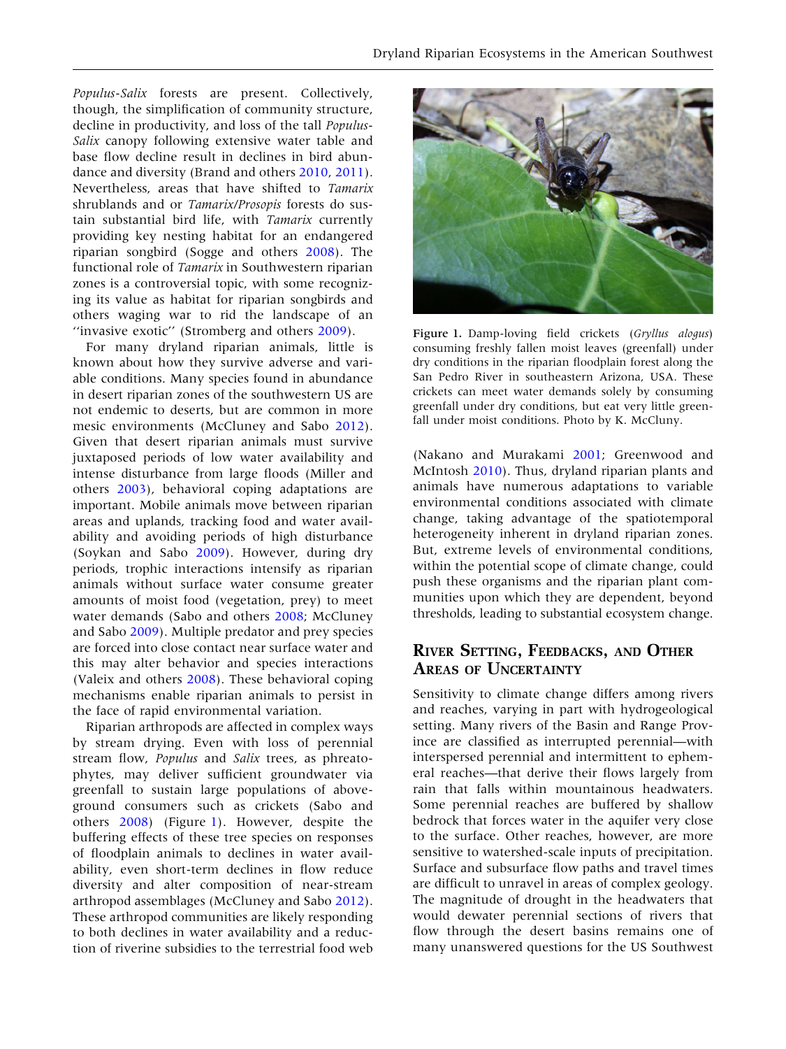*Populus-Salix* forests are present. Collectively, though, the simplification of community structure, decline in productivity, and loss of the tall *Populus-Salix* canopy following extensive water table and base flow decline result in declines in bird abundance and diversity (Brand and others 2010, 2011). Nevertheless, areas that have shifted to *Tamarix* shrublands and or *Tamarix/Prosopis* forests do sustain substantial bird life, with *Tamarix* currently providing key nesting habitat for an endangered riparian songbird (Sogge and others 2008). The functional role of *Tamarix* in Southwestern riparian zones is a controversial topic, with some recognizing its value as habitat for riparian songbirds and others waging war to rid the landscape of an ''invasive exotic'' (Stromberg and others 2009).

For many dryland riparian animals, little is known about how they survive adverse and variable conditions. Many species found in abundance in desert riparian zones of the southwestern US are not endemic to deserts, but are common in more mesic environments (McCluney and Sabo 2012). Given that desert riparian animals must survive juxtaposed periods of low water availability and intense disturbance from large floods (Miller and others 2003), behavioral coping adaptations are important. Mobile animals move between riparian areas and uplands, tracking food and water availability and avoiding periods of high disturbance (Soykan and Sabo 2009). However, during dry periods, trophic interactions intensify as riparian animals without surface water consume greater amounts of moist food (vegetation, prey) to meet water demands (Sabo and others 2008; McCluney and Sabo 2009). Multiple predator and prey species are forced into close contact near surface water and this may alter behavior and species interactions (Valeix and others 2008). These behavioral coping mechanisms enable riparian animals to persist in the face of rapid environmental variation.

Riparian arthropods are affected in complex ways by stream drying. Even with loss of perennial stream flow, *Populus* and *Salix* trees, as phreatophytes, may deliver sufficient groundwater via greenfall to sustain large populations of aboveground consumers such as crickets (Sabo and others 2008) (Figure 1). However, despite the buffering effects of these tree species on responses of floodplain animals to declines in water availability, even short-term declines in flow reduce diversity and alter composition of near-stream arthropod assemblages (McCluney and Sabo 2012). These arthropod communities are likely responding to both declines in water availability and a reduction of riverine subsidies to the terrestrial food web (Nakano and Murakami 2001; Greenwood and McIntosh 2010). Thus, dryland riparian plants and animals have numerous adaptations to variable environmental conditions associated with climate change, taking advantage of the spatiotemporal heterogeneity inherent in dryland riparian zones. But, extreme levels of environmental conditions, within the potential scope of climate change, could push these organisms and the riparian plant communities upon which they are dependent, beyond thresholds, leading to substantial ecosystem change.

**Figure 1.** Damp-loving field crickets (*Gryllus alogus*) consuming freshly fallen moist leaves (greenfall) under dry conditions in the riparian floodplain forest along the San Pedro River in southeastern Arizona, USA. These crickets can meet water demands solely by consuming greenfall under dry conditions, but eat very little greenfall under moist conditions. Photo by K. McCluny.

## River Setting, Feedbacks, and Other Areas of Uncertainty

Sensitivity to climate change differs among rivers and reaches, varying in part with hydrogeological setting. Many rivers of the Basin and Range Province are classified as interrupted perennial—with interspersed perennial and intermittent to ephemeral reaches—that derive their flows largely from rain that falls within mountainous headwaters. Some perennial reaches are buffered by shallow bedrock that forces water in the aquifer very close to the surface. Other reaches, however, are more sensitive to watershed-scale inputs of precipitation. Surface and subsurface flow paths and travel times are difficult to unravel in areas of complex geology. The magnitude of drought in the headwaters that would dewater perennial sections of rivers that flow through the desert basins remains one of many unanswered questions for the US Southwest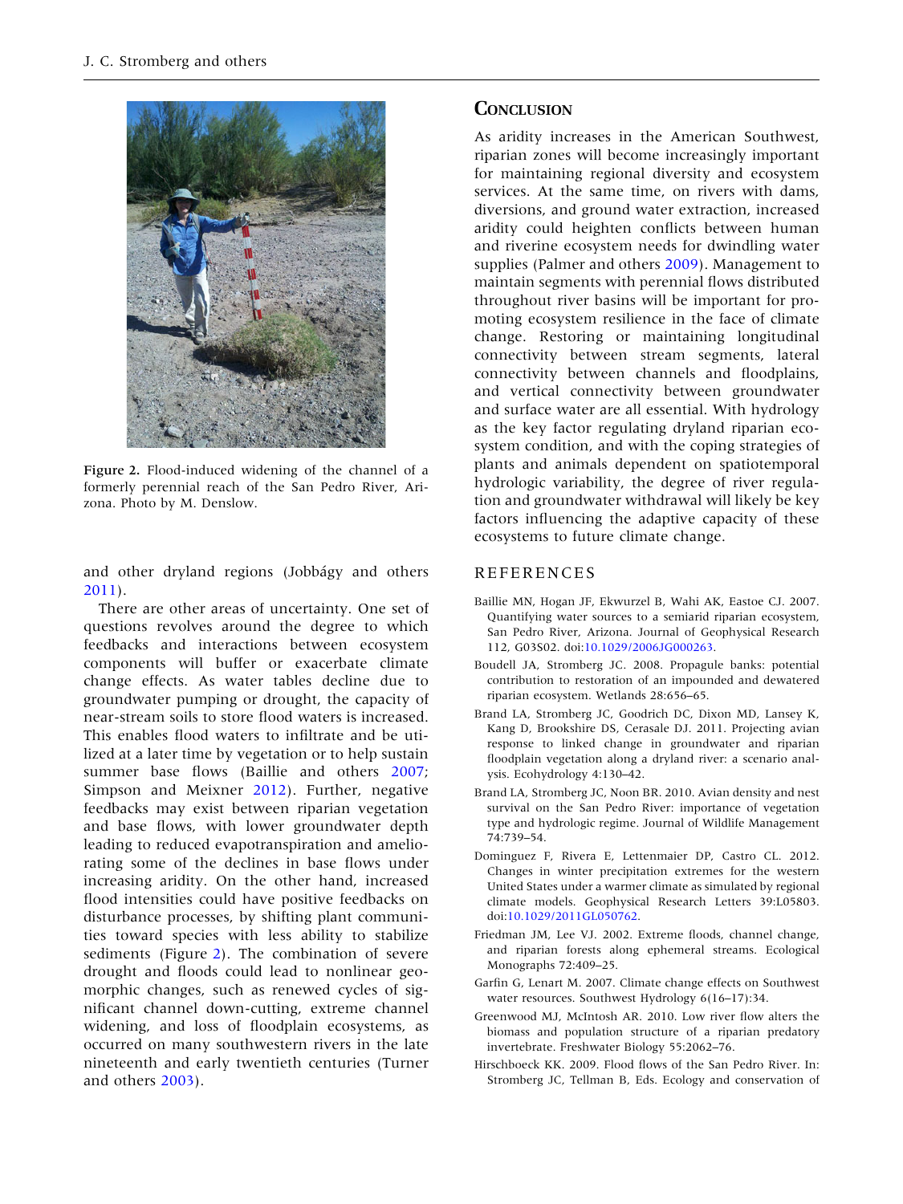Figure 2. Flood-induced widening of the channel of a formerly perennial reach of the San Pedro River, Arizona. Photo by M. Denslow.

and other dryland regions (Jobbágy and others 2011).

There are other areas of uncertainty. One set of questions revolves around the degree to which feedbacks and interactions between ecosystem components will buffer or exacerbate climate change effects. As water tables decline due to groundwater pumping or drought, the capacity of near-stream soils to store flood waters is increased. This enables flood waters to infiltrate and be utilized at a later time by vegetation or to help sustain summer base flows (Baillie and others 2007; Simpson and Meixner 2012). Further, negative feedbacks may exist between riparian vegetation and base flows, with lower groundwater depth leading to reduced evapotranspiration and ameliorating some of the declines in base flows under increasing aridity. On the other hand, increased flood intensities could have positive feedbacks on disturbance processes, by shifting plant communities toward species with less ability to stabilize sediments (Figure 2). The combination of severe drought and floods could lead to nonlinear geomorphic changes, such as renewed cycles of significant channel down-cutting, extreme channel widening, and loss of floodplain ecosystems, as occurred on many southwestern rivers in the late nineteenth and early twentieth centuries (Turner and others 2003).

## Conclusion

As aridity increases in the American Southwest, riparian zones will become increasingly important for maintaining regional diversity and ecosystem services. At the same time, on rivers with dams, diversions, and ground water extraction, increased aridity could heighten conflicts between human and riverine ecosystem needs for dwindling water supplies (Palmer and others 2009). Management to maintain segments with perennial flows distributed throughout river basins will be important for promoting ecosystem resilience in the face of climate change. Restoring or maintaining longitudinal connectivity between stream segments, lateral connectivity between channels and floodplains, and vertical connectivity between groundwater and surface water are all essential. With hydrology as the key factor regulating dryland riparian ecosystem condition, and with the coping strategies of plants and animals dependent on spatiotemporal hydrologic variability, the degree of river regulation and groundwater withdrawal will likely be key factors influencing the adaptive capacity of these ecosystems to future climate change.

## References

Baillie MN, Hogan JF, Ekwurzel B, Wahi AK, Eastoe CJ. 2007. Quantifying water sources to a semiarid riparian ecosystem, San Pedro River, Arizona. Journal of Geophysical Research 112, G03S02. doi:10.1029/2006JG000263.

Boudell JA, Stromberg JC. 2008. Propagule banks: potential contribution to restoration of an impounded and dewatered riparian ecosystem. Wetlands 28:656–65.

Brand LA, Stromberg JC, Goodrich DC, Dixon MD, Lansey K, Kang D, Brookshire DS, Cerasale DJ. 2011. Projecting avian response to linked change in groundwater and riparian floodplain vegetation along a dryland river: a scenario analysis. Ecohydrology 4:130–42.

Brand LA, Stromberg JC, Noon BR. 2010. Avian density and nest survival on the San Pedro River: importance of vegetation type and hydrologic regime. Journal of Wildlife Management 74:739–54.

Dominguez F, Rivera E, Lettenmaier DP, Castro CL. 2012. Changes in winter precipitation extremes for the western United States under a warmer climate as simulated by regional climate models. Geophysical Research Letters 39:L05803. doi:10.1029/2011GL050762.

Friedman JM, Lee VJ. 2002. Extreme floods, channel change, and riparian forests along ephemeral streams. Ecological Monographs 72:409–25.

Garfin G, Lenart M. 2007. Climate change effects on Southwest water resources. Southwest Hydrology 6(16–17):34.

Greenwood MJ, McIntosh AR. 2010. Low river flow alters the biomass and population structure of a riparian predatory invertebrate. Freshwater Biology 55:2062–76.

Hirschboeck KK. 2009. Flood flows of the San Pedro River. In: Stromberg JC, Tellman B, Eds. Ecology and conservation of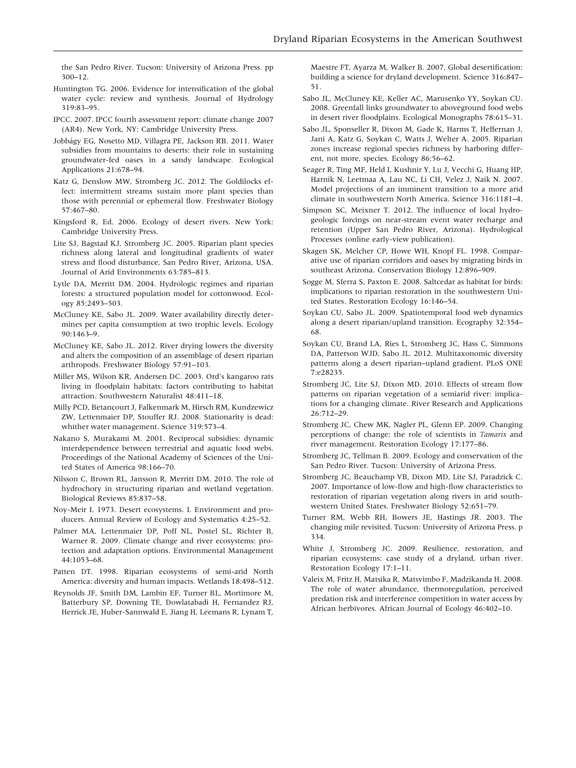the San Pedro River. Tucson: University of Arizona Press. pp 300–12.

Huntington TG. 2006. Evidence for intensification of the global water cycle: review and synthesis. Journal of Hydrology 319:83–95.

IPCC. 2007. IPCC fourth assessment report: climate change 2007 (AR4). New York, NY: Cambridge University Press.

Jobbágy EG, Nosetto MD, Villagra PE, Jackson RB. 2011. Water subsidies from mountains to deserts: their role in sustaining groundwater-fed oases in a sandy landscape. Ecological Applications 21:678–94.

Katz G, Denslow MW, Stromberg JC. 2012. The Goldilocks effect: intermittent streams sustain more plant species than those with perennial or ephemeral flow. Freshwater Biology 57:467–80.

Kingsford R, Ed. 2006. Ecology of desert rivers. New York: Cambridge University Press.

Lite SJ, Bagstad KJ, Stromberg JC. 2005. Riparian plant species richness along lateral and longitudinal gradients of water stress and flood disturbance, San Pedro River, Arizona, USA. Journal of Arid Environments 63:785–813.

Lytle DA, Merritt DM. 2004. Hydrologic regimes and riparian forests: a structured population model for cottonwood. Ecology 85:2493–503.

McCluney KE, Sabo JL. 2009. Water availability directly determines per capita consumption at two trophic levels. Ecology 90:1463–9.

McCluney KE, Sabo JL. 2012. River drying lowers the diversity and alters the composition of an assemblage of desert riparian arthropods. Freshwater Biology 57:91–103.

Miller MS, Wilson KR, Andersen DC. 2003. Ord's kangaroo rats living in floodplain habitats: factors contributing to habitat attraction. Southwestern Naturalist 48:411–18.

Milly PCD, Betancourt J, Falkenmark M, Hirsch RM, Kundzewicz ZW, Lettenmaier DP, Stouffer RJ. 2008. Stationarity is dead: whither water management. Science 319:573–4.

Nakano S, Murakami M. 2001. Reciprocal subsidies: dynamic interdependence between terrestrial and aquatic food webs. Proceedings of the National Academy of Sciences of the United States of America 98:166–70.

Nilsson C, Brown RL, Jansson R, Merritt DM. 2010. The role of hydrochory in structuring riparian and wetland vegetation. Biological Reviews 85:837–58.

Noy-Meir I. 1973. Desert ecosystems. I. Environment and producers. Annual Review of Ecology and Systematics 4:25–52.

Palmer MA, Lettenmaier DP, Poff NL, Postel SL, Richter B, Warner R. 2009. Climate change and river ecosystems: protection and adaptation options. Environmental Management 44:1053–68.

Patten DT. 1998. Riparian ecosystems of semi-arid North America: diversity and human impacts. Wetlands 18:498–512.

Reynolds JF, Smith DM, Lambin EF, Turner BL, Mortimore M, Batterbury SP, Downing TE, Dowlatabadi H, Fernandez RJ, Herrick JE, Huber-Sannwald E, Jiang H, Leemans R, Lynam T, Maestre FT, Ayarza M, Walker B. 2007. Global desertification: building a science for dryland development. Science 316:847–51.

Sabo JL, McCluney KE, Keller AC, Marusenko YY, Soykan CU. 2008. Greenfall links groundwater to aboveground food webs in desert river floodplains. Ecological Monographs 78:615–31.

Sabo JL, Sponseller R, Dixon M, Gade K, Harms T, Heffernan J, Jani A, Katz G, Soykan C, Watts J, Welter A. 2005. Riparian zones increase regional species richness by harboring different, not more, species. Ecology 86:56–62.

Seager R, Ting MF, Held I, Kushnir Y, Lu J, Vecchi G, Huang HP, Harnik N, Leetmaa A, Lau NC, Li CH, Velez J, Naik N. 2007. Model projections of an imminent transition to a more arid climate in southwestern North America. Science 316:1181–4.

Simpson SC, Meixner T. 2012. The influence of local hydrogeologic forcings on near-stream event water recharge and retention (Upper San Pedro River, Arizona). Hydrological Processes (online early-view publication).

Skagen SK, Melcher CP, Howe WH, Knopf FL. 1998. Comparative use of riparian corridors and oases by migrating birds in southeast Arizona. Conservation Biology 12:896–909.

Sogge M, Sferra S, Paxton E. 2008. Saltcedar as habitat for birds: implications to riparian restoration in the southwestern United States. Restoration Ecology 16:146–54.

Soykan CU, Sabo JL. 2009. Spatiotemporal food web dynamics along a desert riparian/upland transition. Ecography 32:354–68.

Soykan CU, Brand LA, Ries L, Stromberg JC, Hass C, Simmons DA, Patterson WJD, Sabo JL. 2012. Multitaxonomic diversity patterns along a desert riparian–upland gradient. PLoS ONE 7:e28235.

Stromberg JC, Lite SJ, Dixon MD. 2010. Effects of stream flow patterns on riparian vegetation of a semiarid river: implications for a changing climate. River Research and Applications 26:712–29.

Stromberg JC, Chew MK, Nagler PL, Glenn EP. 2009. Changing perceptions of change: the role of scientists in *Tamarix* and river management. Restoration Ecology 17:177–86.

Stromberg JC, Tellman B. 2009. Ecology and conservation of the San Pedro River. Tucson: University of Arizona Press.

Stromberg JC, Beauchamp VB, Dixon MD, Lite SJ, Paradzick C. 2007. Importance of low-flow and high-flow characteristics to restoration of riparian vegetation along rivers in arid southwestern United States. Freshwater Biology 52:651–79.

Turner RM, Webb RH, Bowers JE, Hastings JR. 2003. The changing mile revisited. Tucson: University of Arizona Press. p 334.

White J, Stromberg JC. 2009. Resilience, restoration, and riparian ecosystems: case study of a dryland, urban river. Restoration Ecology 17:1–11.

Valeix M, Fritz H, Matsika R, Matsvimbo F, Madzikanda H. 2008. The role of water abundance, thermoregulation, perceived predation risk and interference competition in water access by African herbivores. African Journal of Ecology 46:402–10.